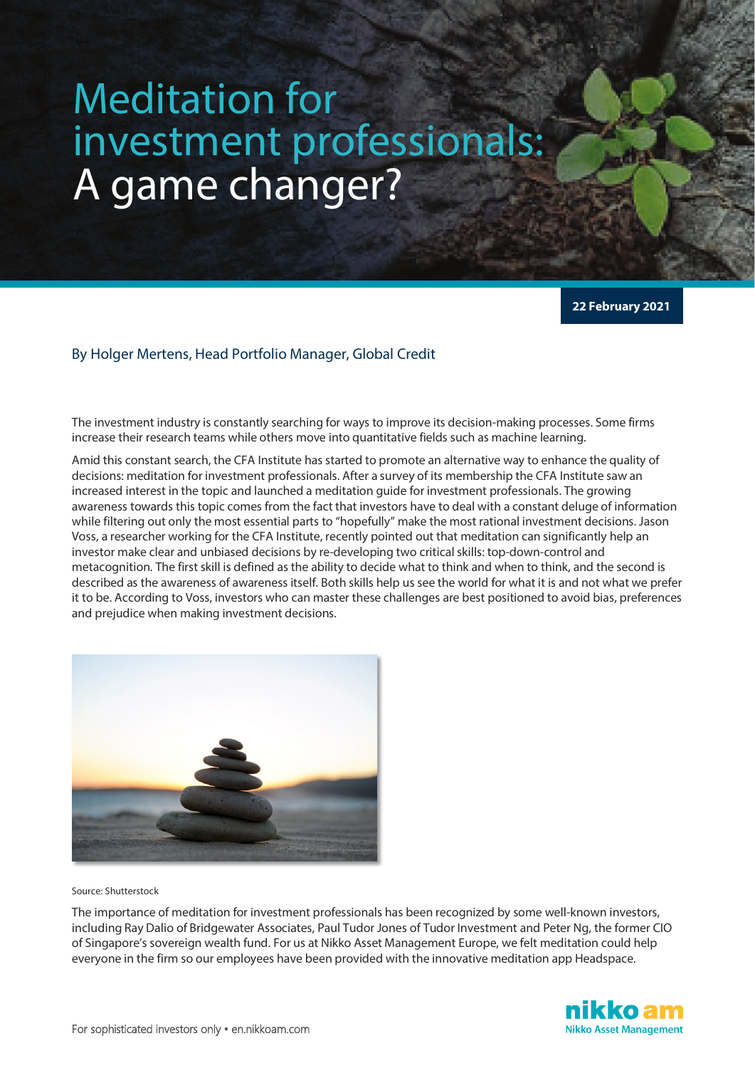# Meditation for investment professionals: A game changer?

**22 February 2021**

By Holger Mertens, Head Portfolio Manager, Global Credit

The investment industry is constantly searching for ways to improve its decision-making processes. Some firms increase their research teams while others move into quantitative fields such as machine learning.

Amid this constant search, the CFA Institute has started to promote an alternative way to enhance the quality of decisions: meditation for investment professionals. After a survey of its membership the CFA Institute saw an increased interest in the topic and launched a meditation guide for investment professionals. The growing awareness towards this topic comes from the fact that investors have to deal with a constant deluge of information while filtering out only the most essential parts to "hopefully" make the most rational investment decisions. Jason Voss, a researcher working for the CFA Institute, recently pointed out that meditation can significantly help an investor make clear and unbiased decisions by re-developing two critical skills: top-down-control and metacognition. The first skill is defined as the ability to decide what to think and when to think, and the second is described as the awareness of awareness itself. Both skills help us see the world for what it is and not what we prefer it to be. According to Voss, investors who can master these challenges are best positioned to avoid bias, preferences and prejudice when making investment decisions.

Source: Shutterstock

The importance of meditation for investment professionals has been recognized by some well-known investors, including Ray Dalio of Bridgewater Associates, Paul Tudor Jones of Tudor Investment and Peter Ng, the former CIO of Singapore's sovereign wealth fund. For us at Nikko Asset Management Europe, we felt meditation could help everyone in the firm so our employees have been provided with the innovative meditation app Headspace.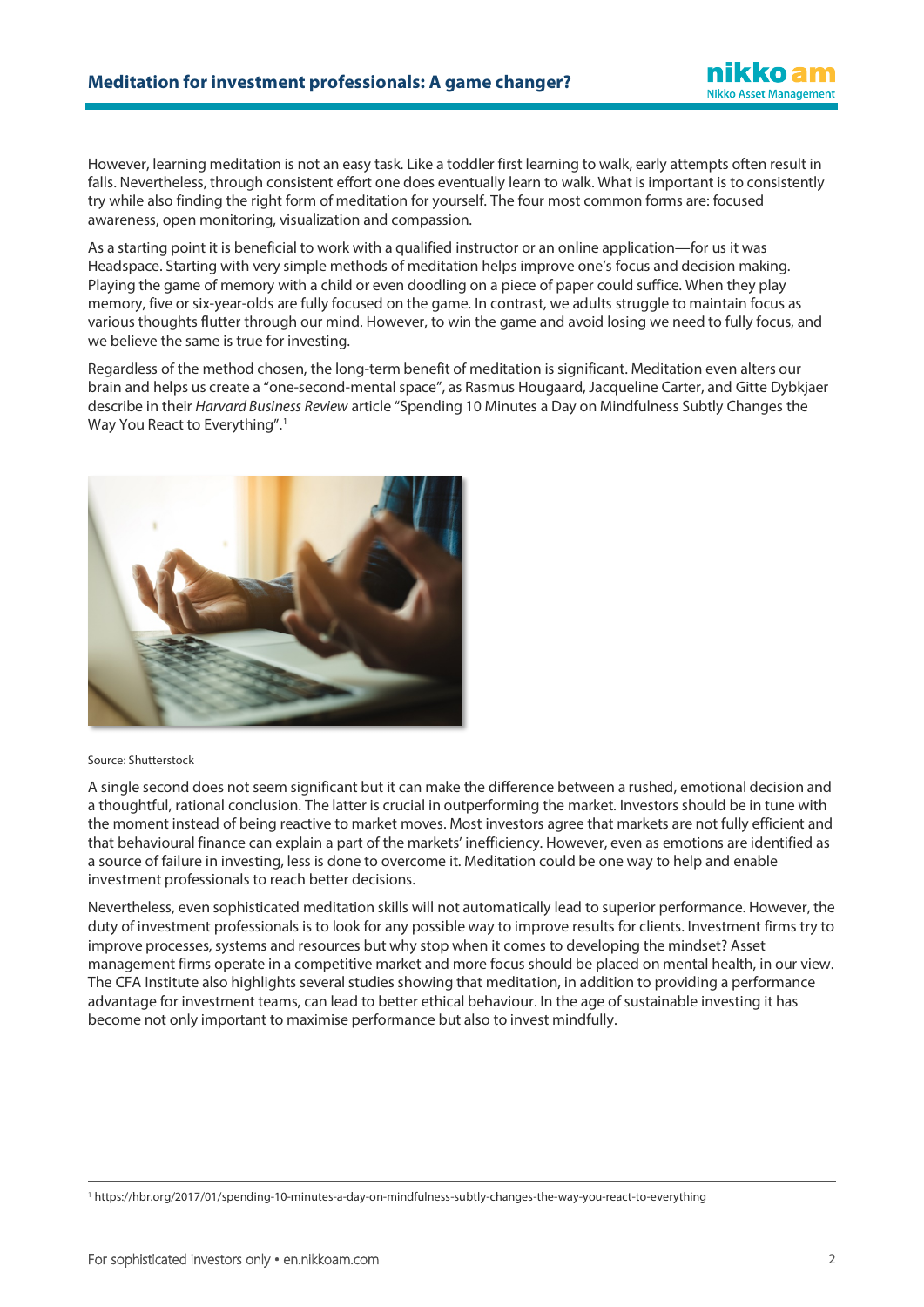However, learning meditation is not an easy task. Like a toddler first learning to walk, early attempts often result in falls. Nevertheless, through consistent effort one does eventually learn to walk. What is important is to consistently try while also finding the right form of meditation for yourself. The four most common forms are: focused awareness, open monitoring, visualization and compassion.

As a starting point it is beneficial to work with a qualified instructor or an online application—for us it was Headspace. Starting with very simple methods of meditation helps improve one's focus and decision making. Playing the game of memory with a child or even doodling on a piece of paper could suffice. When they play memory, five or six-year-olds are fully focused on the game. In contrast, we adults struggle to maintain focus as various thoughts flutter through our mind. However, to win the game and avoid losing we need to fully focus, and we believe the same is true for investing.

Regardless of the method chosen, the long-term benefit of meditation is significant. Meditation even alters our brain and helps us create a "one-second-mental space", as Rasmus Hougaard, Jacqueline Carter, and Gitte Dybkjaer describe in their *Harvard Business Review* article "Spending 10 Minutes a Day on Mindfulness Subtly Changes the Way You React to Everything".[1]

Source: Shutterstock

A single second does not seem significant but it can make the difference between a rushed, emotional decision and a thoughtful, rational conclusion. The latter is crucial in outperforming the market. Investors should be in tune with the moment instead of being reactive to market moves. Most investors agree that markets are not fully efficient and that behavioural finance can explain a part of the markets' inefficiency. However, even as emotions are identified as a source of failure in investing, less is done to overcome it. Meditation could be one way to help and enable investment professionals to reach better decisions.

Nevertheless, even sophisticated meditation skills will not automatically lead to superior performance. However, the duty of investment professionals is to look for any possible way to improve results for clients. Investment firms try to improve processes, systems and resources but why stop when it comes to developing the mindset? Asset management firms operate in a competitive market and more focus should be placed on mental health, in our view. The CFA Institute also highlights several studies showing that meditation, in addition to providing a performance advantage for investment teams, can lead to better ethical behaviour. In the age of sustainable investing it has become not only important to maximise performance but also to invest mindfully.

---

[1] https://hbr.org/2017/01/spending-10-minutes-a-day-on-mindfulness-subtly-changes-the-way-you-react-to-everything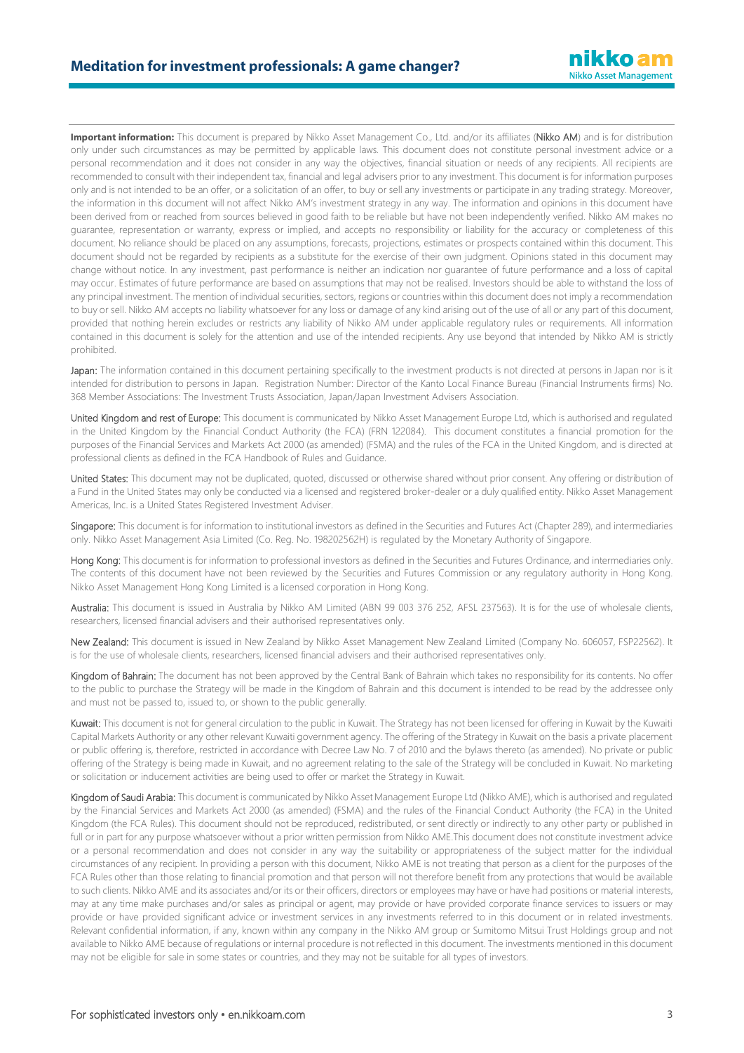**Important information:** This document is prepared by Nikko Asset Management Co., Ltd. and/or its affiliates (Nikko AM) and is for distribution only under such circumstances as may be permitted by applicable laws. This document does not constitute personal investment advice or a personal recommendation and it does not consider in any way the objectives, financial situation or needs of any recipients. All recipients are recommended to consult with their independent tax, financial and legal advisers prior to any investment. This document is for information purposes only and is not intended to be an offer, or a solicitation of an offer, to buy or sell any investments or participate in any trading strategy. Moreover, the information in this document will not affect Nikko AM's investment strategy in any way. The information and opinions in this document have been derived from or reached from sources believed in good faith to be reliable but have not been independently verified. Nikko AM makes no guarantee, representation or warranty, express or implied, and accepts no responsibility or liability for the accuracy or completeness of this document. No reliance should be placed on any assumptions, forecasts, projections, estimates or prospects contained within this document. This document should not be regarded by recipients as a substitute for the exercise of their own judgment. Opinions stated in this document may change without notice. In any investment, past performance is neither an indication nor guarantee of future performance and a loss of capital may occur. Estimates of future performance are based on assumptions that may not be realised. Investors should be able to withstand the loss of any principal investment. The mention of individual securities, sectors, regions or countries within this document does not imply a recommendation to buy or sell. Nikko AM accepts no liability whatsoever for any loss or damage of any kind arising out of the use of all or any part of this document, provided that nothing herein excludes or restricts any liability of Nikko AM under applicable regulatory rules or requirements. All information contained in this document is solely for the attention and use of the intended recipients. Any use beyond that intended by Nikko AM is strictly prohibited.

Japan: The information contained in this document pertaining specifically to the investment products is not directed at persons in Japan nor is it intended for distribution to persons in Japan. Registration Number: Director of the Kanto Local Finance Bureau (Financial Instruments firms) No. 368 Member Associations: The Investment Trusts Association, Japan/Japan Investment Advisers Association.

United Kingdom and rest of Europe: This document is communicated by Nikko Asset Management Europe Ltd, which is authorised and regulated in the United Kingdom by the Financial Conduct Authority (the FCA) (FRN 122084). This document constitutes a financial promotion for the purposes of the Financial Services and Markets Act 2000 (as amended) (FSMA) and the rules of the FCA in the United Kingdom, and is directed at professional clients as defined in the FCA Handbook of Rules and Guidance.

United States: This document may not be duplicated, quoted, discussed or otherwise shared without prior consent. Any offering or distribution of a Fund in the United States may only be conducted via a licensed and registered broker-dealer or a duly qualified entity. Nikko Asset Management Americas, Inc. is a United States Registered Investment Adviser.

Singapore: This document is for information to institutional investors as defined in the Securities and Futures Act (Chapter 289), and intermediaries only. Nikko Asset Management Asia Limited (Co. Reg. No. 198202562H) is regulated by the Monetary Authority of Singapore.

Hong Kong: This document is for information to professional investors as defined in the Securities and Futures Ordinance, and intermediaries only. The contents of this document have not been reviewed by the Securities and Futures Commission or any regulatory authority in Hong Kong. Nikko Asset Management Hong Kong Limited is a licensed corporation in Hong Kong.

Australia: This document is issued in Australia by Nikko AM Limited (ABN 99 003 376 252, AFSL 237563). It is for the use of wholesale clients, researchers, licensed financial advisers and their authorised representatives only.

New Zealand: This document is issued in New Zealand by Nikko Asset Management New Zealand Limited (Company No. 606057, FSP22562). It is for the use of wholesale clients, researchers, licensed financial advisers and their authorised representatives only.

Kingdom of Bahrain: The document has not been approved by the Central Bank of Bahrain which takes no responsibility for its contents. No offer to the public to purchase the Strategy will be made in the Kingdom of Bahrain and this document is intended to be read by the addressee only and must not be passed to, issued to, or shown to the public generally.

Kuwait: This document is not for general circulation to the public in Kuwait. The Strategy has not been licensed for offering in Kuwait by the Kuwaiti Capital Markets Authority or any other relevant Kuwaiti government agency. The offering of the Strategy in Kuwait on the basis a private placement or public offering is, therefore, restricted in accordance with Decree Law No. 7 of 2010 and the bylaws thereto (as amended). No private or public offering of the Strategy is being made in Kuwait, and no agreement relating to the sale of the Strategy will be concluded in Kuwait. No marketing or solicitation or inducement activities are being used to offer or market the Strategy in Kuwait.

Kingdom of Saudi Arabia: This document is communicated by Nikko Asset Management Europe Ltd (Nikko AME), which is authorised and regulated by the Financial Services and Markets Act 2000 (as amended) (FSMA) and the rules of the Financial Conduct Authority (the FCA) in the United Kingdom (the FCA Rules). This document should not be reproduced, redistributed, or sent directly or indirectly to any other party or published in full or in part for any purpose whatsoever without a prior written permission from Nikko AME.This document does not constitute investment advice or a personal recommendation and does not consider in any way the suitability or appropriateness of the subject matter for the individual circumstances of any recipient. In providing a person with this document, Nikko AME is not treating that person as a client for the purposes of the FCA Rules other than those relating to financial promotion and that person will not therefore benefit from any protections that would be available to such clients. Nikko AME and its associates and/or its or their officers, directors or employees may have or have had positions or material interests, may at any time make purchases and/or sales as principal or agent, may provide or have provided corporate finance services to issuers or may provide or have provided significant advice or investment services in any investments referred to in this document or in related investments. Relevant confidential information, if any, known within any company in the Nikko AM group or Sumitomo Mitsui Trust Holdings group and not available to Nikko AME because of regulations or internal procedure is not reflected in this document. The investments mentioned in this document may not be eligible for sale in some states or countries, and they may not be suitable for all types of investors.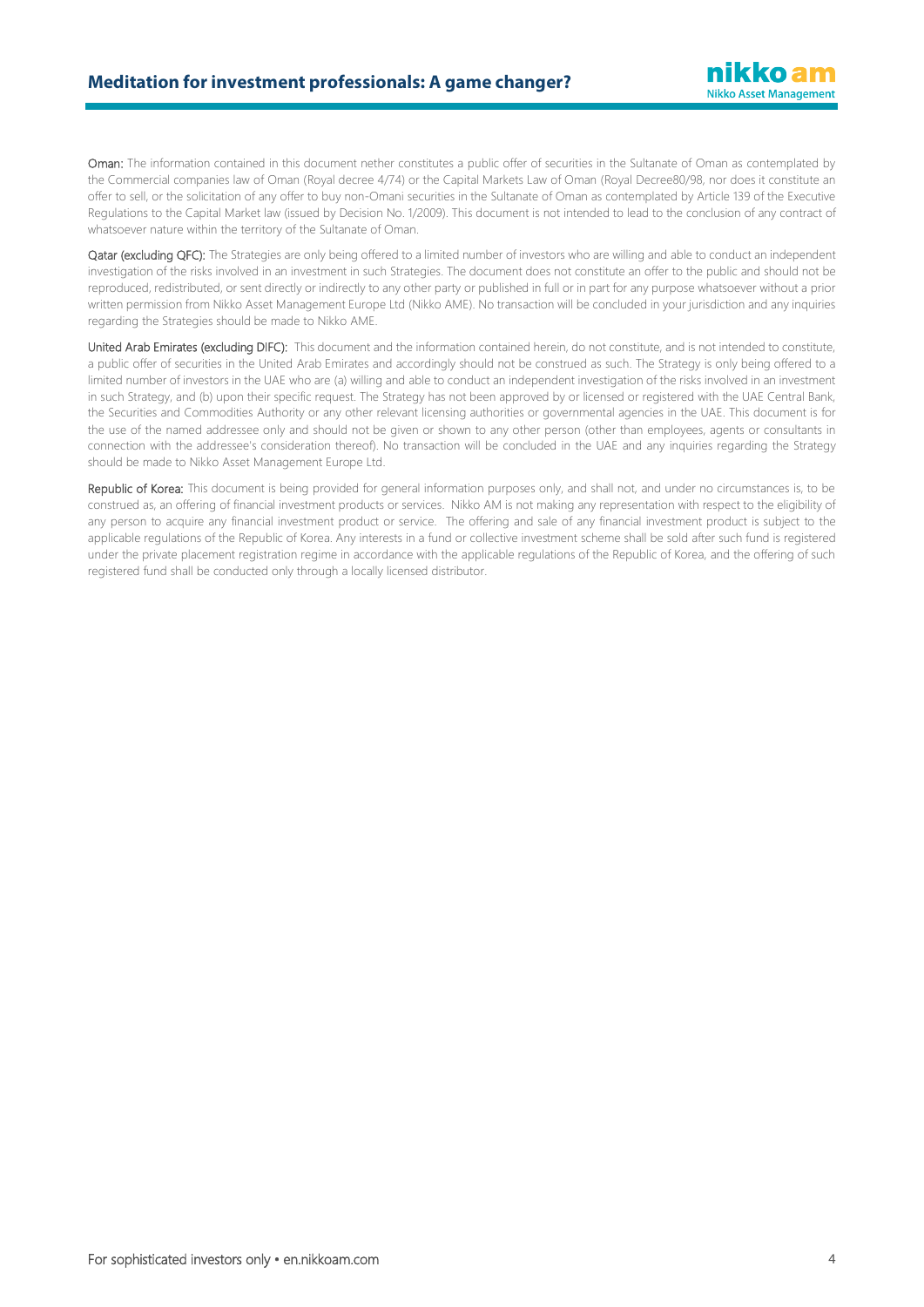**Oman:** The information contained in this document nether constitutes a public offer of securities in the Sultanate of Oman as contemplated by the Commercial companies law of Oman (Royal decree 4/74) or the Capital Markets Law of Oman (Royal Decree80/98, nor does it constitute an offer to sell, or the solicitation of any offer to buy non-Omani securities in the Sultanate of Oman as contemplated by Article 139 of the Executive Regulations to the Capital Market law (issued by Decision No. 1/2009). This document is not intended to lead to the conclusion of any contract of whatsoever nature within the territory of the Sultanate of Oman.

**Qatar (excluding QFC):** The Strategies are only being offered to a limited number of investors who are willing and able to conduct an independent investigation of the risks involved in an investment in such Strategies. The document does not constitute an offer to the public and should not be reproduced, redistributed, or sent directly or indirectly to any other party or published in full or in part for any purpose whatsoever without a prior written permission from Nikko Asset Management Europe Ltd (Nikko AME). No transaction will be concluded in your jurisdiction and any inquiries regarding the Strategies should be made to Nikko AME.

**United Arab Emirates (excluding DIFC):** This document and the information contained herein, do not constitute, and is not intended to constitute, a public offer of securities in the United Arab Emirates and accordingly should not be construed as such. The Strategy is only being offered to a limited number of investors in the UAE who are (a) willing and able to conduct an independent investigation of the risks involved in an investment in such Strategy, and (b) upon their specific request. The Strategy has not been approved by or licensed or registered with the UAE Central Bank, the Securities and Commodities Authority or any other relevant licensing authorities or governmental agencies in the UAE. This document is for the use of the named addressee only and should not be given or shown to any other person (other than employees, agents or consultants in connection with the addressee's consideration thereof). No transaction will be concluded in the UAE and any inquiries regarding the Strategy should be made to Nikko Asset Management Europe Ltd.

**Republic of Korea:** This document is being provided for general information purposes only, and shall not, and under no circumstances is, to be construed as, an offering of financial investment products or services. Nikko AM is not making any representation with respect to the eligibility of any person to acquire any financial investment product or service. The offering and sale of any financial investment product is subject to the applicable regulations of the Republic of Korea. Any interests in a fund or collective investment scheme shall be sold after such fund is registered under the private placement registration regime in accordance with the applicable regulations of the Republic of Korea, and the offering of such registered fund shall be conducted only through a locally licensed distributor.